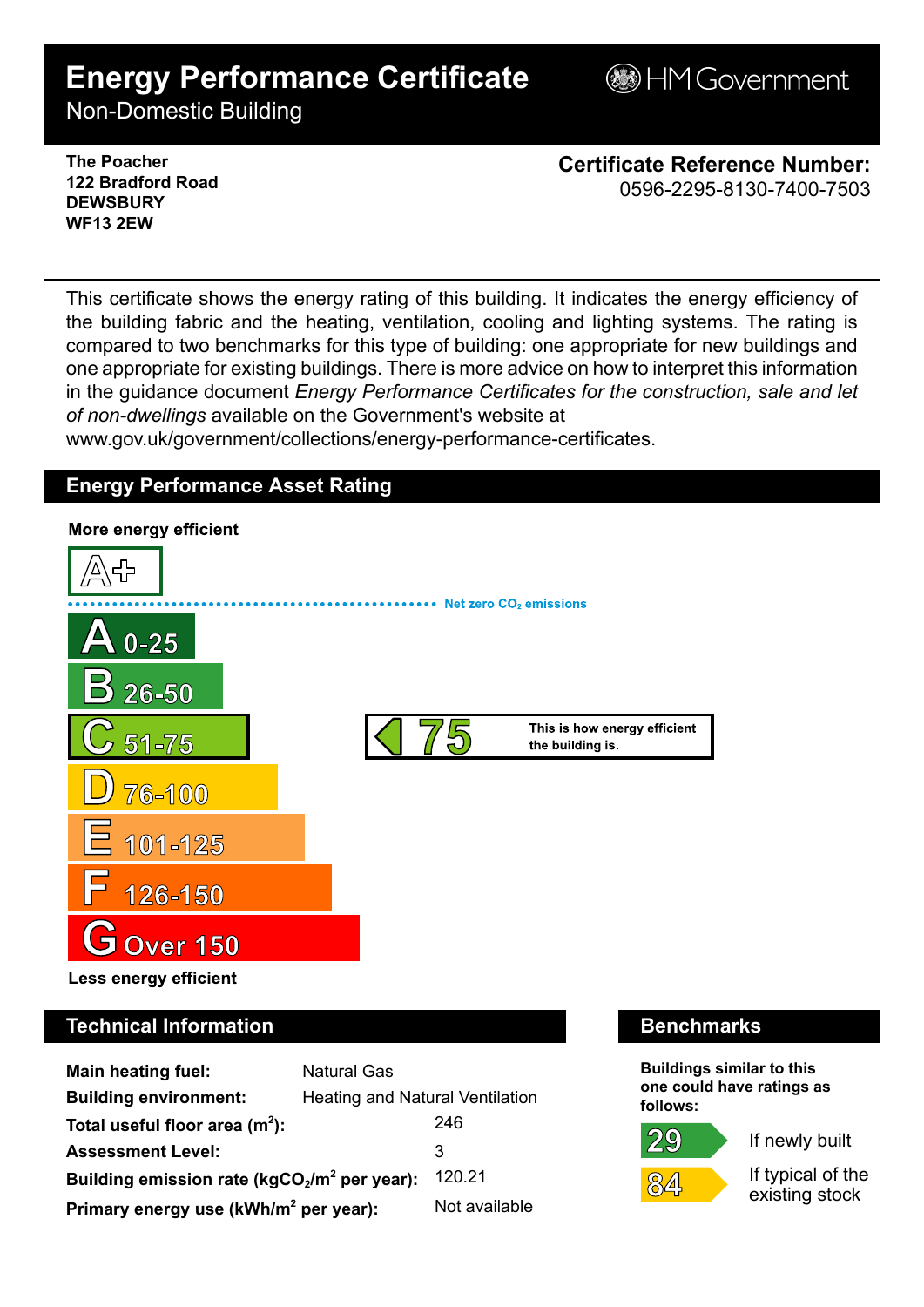# Energy Performance Certificate

Non-Domestic Building

HM Government

**The Poacher**
**122 Bradford Road**
**DEWSBURY**
**WF13 2EW**

**Certificate Reference Number:**
0596-2295-8130-7400-7503

This certificate shows the energy rating of this building. It indicates the energy efficiency of the building fabric and the heating, ventilation, cooling and lighting systems. The rating is compared to two benchmarks for this type of building: one appropriate for new buildings and one appropriate for existing buildings. There is more advice on how to interpret this information in the guidance document *Energy Performance Certificates for the construction, sale and let of non-dwellings* available on the Government's website at www.gov.uk/government/collections/energy-performance-certificates.

## Energy Performance Asset Rating

**More energy efficient**

- A+
- Net zero $CO_2$ emissions
- A 0-25
- B 26-50
- C 51-75
- D 76-100
- E 101-125
- F 126-150
- G Over 150

**Less energy efficient**

**75** — This is how energy efficient the building is.

## Technical Information

| | |
|---|---|
| **Main heating fuel:** | Natural Gas |
| **Building environment:** | Heating and Natural Ventilation |
| **Total useful floor area ($m^2$):** | 246 |
| **Assessment Level:** | 3 |
| **Building emission rate ($kgCO_2/m^2$ per year):** | 120.21 |
| **Primary energy use ($kWh/m^2$ per year):** | Not available |

## Benchmarks

**Buildings similar to this one could have ratings as follows:**

| | |
|---|---|
| 29 | If newly built |
| 84 | If typical of the existing stock |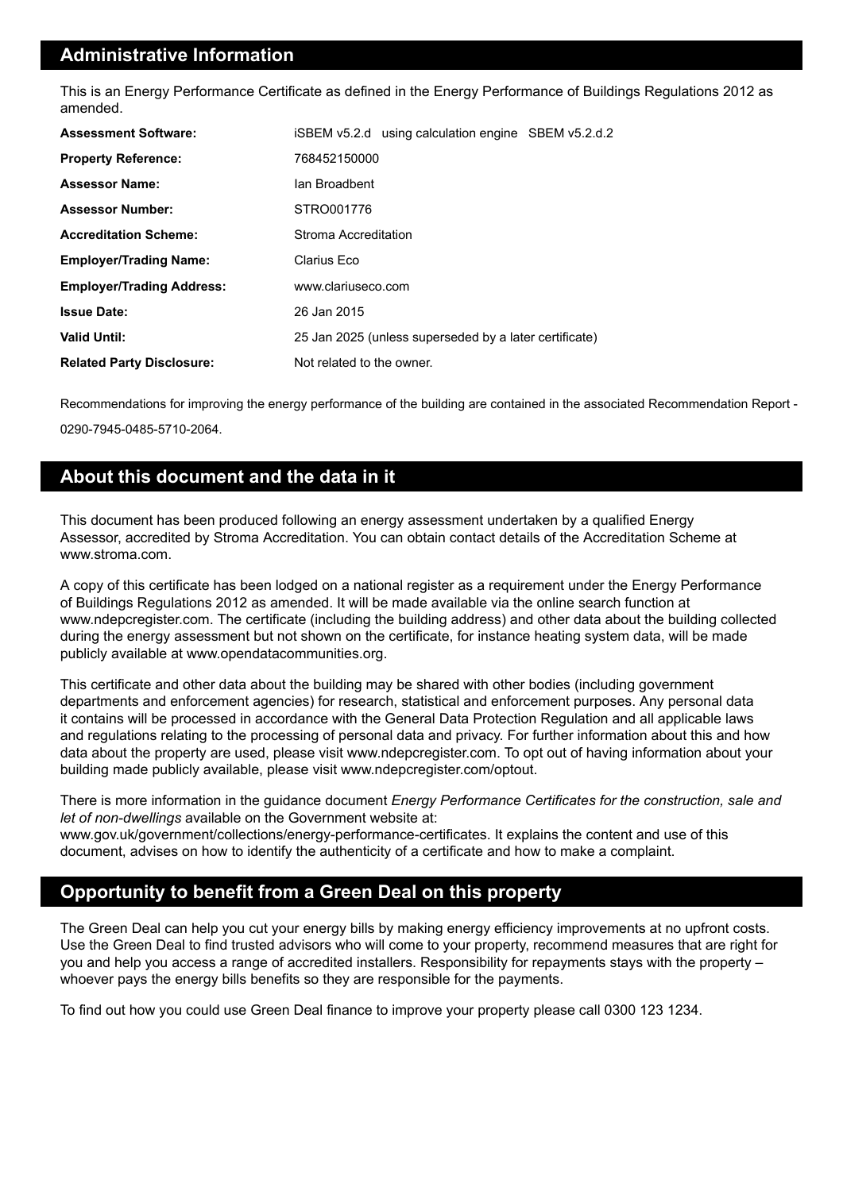## Administrative Information

This is an Energy Performance Certificate as defined in the Energy Performance of Buildings Regulations 2012 as amended.

| | |
|---|---|
| **Assessment Software:** | iSBEM v5.2.d using calculation engine SBEM v5.2.d.2 |
| **Property Reference:** | 768452150000 |
| **Assessor Name:** | Ian Broadbent |
| **Assessor Number:** | STRO001776 |
| **Accreditation Scheme:** | Stroma Accreditation |
| **Employer/Trading Name:** | Clarius Eco |
| **Employer/Trading Address:** | www.clariuseco.com |
| **Issue Date:** | 26 Jan 2015 |
| **Valid Until:** | 25 Jan 2025 (unless superseded by a later certificate) |
| **Related Party Disclosure:** | Not related to the owner. |

Recommendations for improving the energy performance of the building are contained in the associated Recommendation Report - 0290-7945-0485-5710-2064.

## About this document and the data in it

This document has been produced following an energy assessment undertaken by a qualified Energy Assessor, accredited by Stroma Accreditation. You can obtain contact details of the Accreditation Scheme at www.stroma.com.

A copy of this certificate has been lodged on a national register as a requirement under the Energy Performance of Buildings Regulations 2012 as amended. It will be made available via the online search function at www.ndepcregister.com. The certificate (including the building address) and other data about the building collected during the energy assessment but not shown on the certificate, for instance heating system data, will be made publicly available at www.opendatacommunities.org.

This certificate and other data about the building may be shared with other bodies (including government departments and enforcement agencies) for research, statistical and enforcement purposes. Any personal data it contains will be processed in accordance with the General Data Protection Regulation and all applicable laws and regulations relating to the processing of personal data and privacy. For further information about this and how data about the property are used, please visit www.ndepcregister.com. To opt out of having information about your building made publicly available, please visit www.ndepcregister.com/optout.

There is more information in the guidance document *Energy Performance Certificates for the construction, sale and let of non-dwellings* available on the Government website at: www.gov.uk/government/collections/energy-performance-certificates. It explains the content and use of this document, advises on how to identify the authenticity of a certificate and how to make a complaint.

## Opportunity to benefit from a Green Deal on this property

The Green Deal can help you cut your energy bills by making energy efficiency improvements at no upfront costs. Use the Green Deal to find trusted advisors who will come to your property, recommend measures that are right for you and help you access a range of accredited installers. Responsibility for repayments stays with the property – whoever pays the energy bills benefits so they are responsible for the payments.

To find out how you could use Green Deal finance to improve your property please call 0300 123 1234.